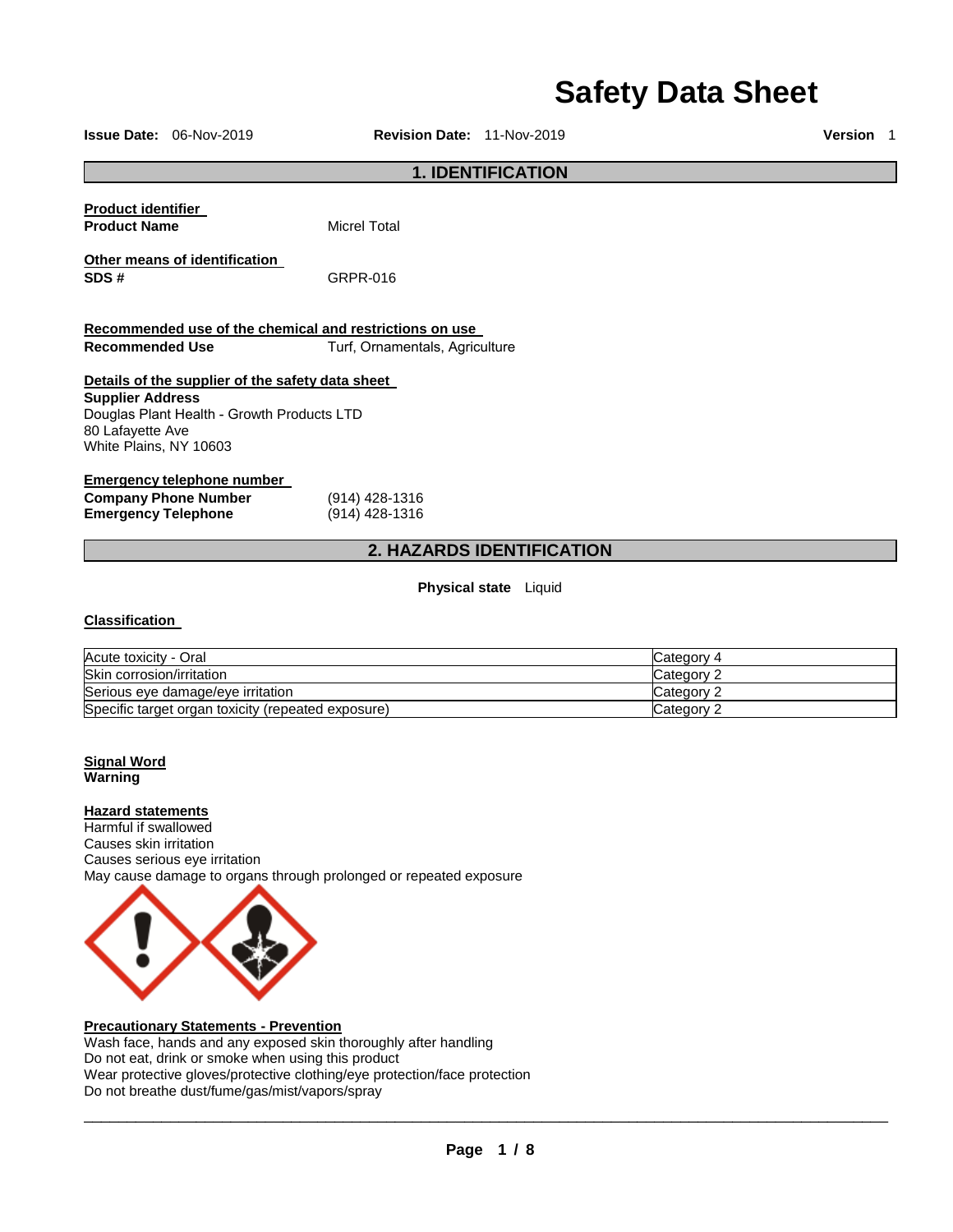# Safety Data Sheet

**Issue Date:** 06-Nov-2019 **Revision Date:** 11-Nov-2019 **Version** 1

## 1. IDENTIFICATION

**Product identifier**

**Product Name** Micrel Total

**Other means of identification**

**SDS #** GRPR-016

**Recommended use of the chemical and restrictions on use**

**Recommended Use** Turf, Ornamentals, Agriculture

**Details of the supplier of the safety data sheet**

**Supplier Address**
Douglas Plant Health - Growth Products LTD
80 Lafayette Ave
White Plains, NY 10603

**Emergency telephone number**

**Company Phone Number** (914) 428-1316
**Emergency Telephone** (914) 428-1316

## 2. HAZARDS IDENTIFICATION

**Physical state** Liquid

**Classification**

| | |
|---|---|
| Acute toxicity - Oral | Category 4 |
| Skin corrosion/irritation | Category 2 |
| Serious eye damage/eye irritation | Category 2 |
| Specific target organ toxicity (repeated exposure) | Category 2 |

**Signal Word**
**Warning**

**Hazard statements**
Harmful if swallowed
Causes skin irritation
Causes serious eye irritation
May cause damage to organs through prolonged or repeated exposure

**Precautionary Statements - Prevention**
Wash face, hands and any exposed skin thoroughly after handling
Do not eat, drink or smoke when using this product
Wear protective gloves/protective clothing/eye protection/face protection
Do not breathe dust/fume/gas/mist/vapors/spray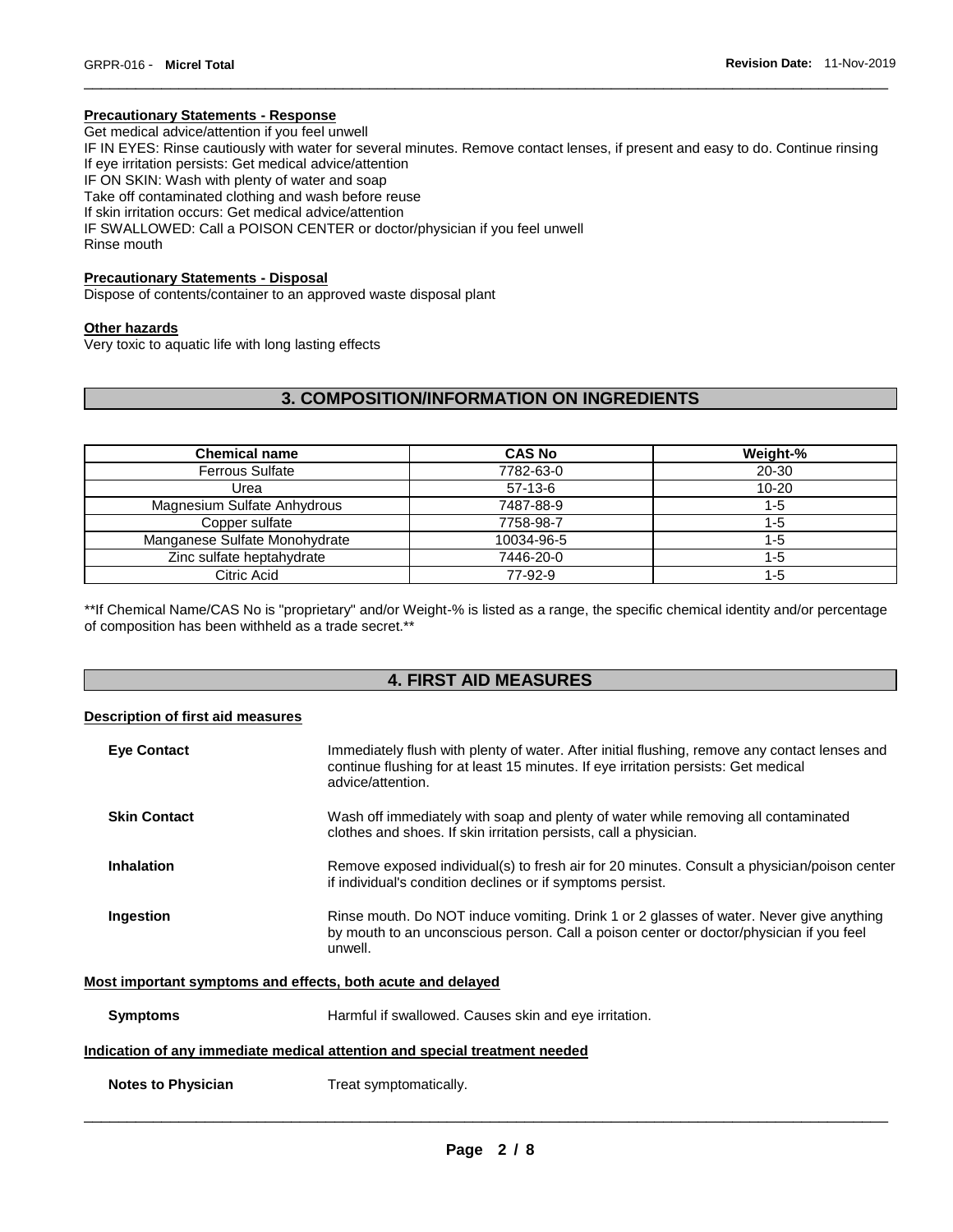**Precautionary Statements - Response**

Get medical advice/attention if you feel unwell
IF IN EYES: Rinse cautiously with water for several minutes. Remove contact lenses, if present and easy to do. Continue rinsing
If eye irritation persists: Get medical advice/attention
IF ON SKIN: Wash with plenty of water and soap
Take off contaminated clothing and wash before reuse
If skin irritation occurs: Get medical advice/attention
IF SWALLOWED: Call a POISON CENTER or doctor/physician if you feel unwell
Rinse mouth

**Precautionary Statements - Disposal**

Dispose of contents/container to an approved waste disposal plant

**Other hazards**

Very toxic to aquatic life with long lasting effects

## 3. COMPOSITION/INFORMATION ON INGREDIENTS

| Chemical name | CAS No | Weight-% |
| --- | --- | --- |
| Ferrous Sulfate | 7782-63-0 | 20-30 |
| Urea | 57-13-6 | 10-20 |
| Magnesium Sulfate Anhydrous | 7487-88-9 | 1-5 |
| Copper sulfate | 7758-98-7 | 1-5 |
| Manganese Sulfate Monohydrate | 10034-96-5 | 1-5 |
| Zinc sulfate heptahydrate | 7446-20-0 | 1-5 |
| Citric Acid | 77-92-9 | 1-5 |

**If Chemical Name/CAS No is "proprietary" and/or Weight-% is listed as a range, the specific chemical identity and/or percentage of composition has been withheld as a trade secret.**

## 4. FIRST AID MEASURES

**Description of first aid measures**

**Eye Contact** — Immediately flush with plenty of water. After initial flushing, remove any contact lenses and continue flushing for at least 15 minutes. If eye irritation persists: Get medical advice/attention.

**Skin Contact** — Wash off immediately with soap and plenty of water while removing all contaminated clothes and shoes. If skin irritation persists, call a physician.

**Inhalation** — Remove exposed individual(s) to fresh air for 20 minutes. Consult a physician/poison center if individual's condition declines or if symptoms persist.

**Ingestion** — Rinse mouth. Do NOT induce vomiting. Drink 1 or 2 glasses of water. Never give anything by mouth to an unconscious person. Call a poison center or doctor/physician if you feel unwell.

**Most important symptoms and effects, both acute and delayed**

**Symptoms** — Harmful if swallowed. Causes skin and eye irritation.

**Indication of any immediate medical attention and special treatment needed**

**Notes to Physician** — Treat symptomatically.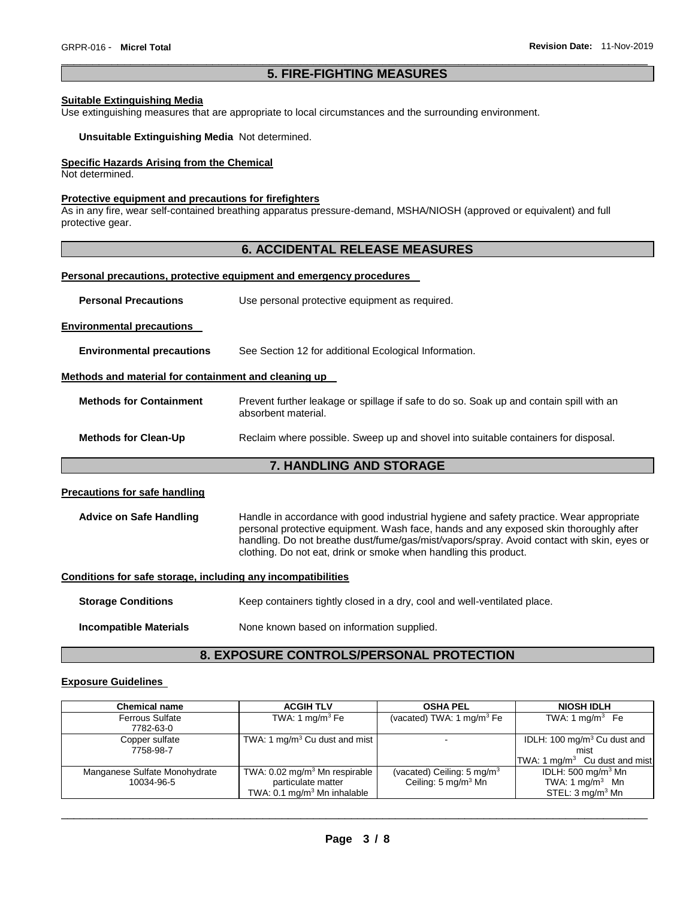## 5. FIRE-FIGHTING MEASURES

**Suitable Extinguishing Media**

Use extinguishing measures that are appropriate to local circumstances and the surrounding environment.

**Unsuitable Extinguishing Media** Not determined.

**Specific Hazards Arising from the Chemical**

Not determined.

**Protective equipment and precautions for firefighters**

As in any fire, wear self-contained breathing apparatus pressure-demand, MSHA/NIOSH (approved or equivalent) and full protective gear.

## 6. ACCIDENTAL RELEASE MEASURES

**Personal precautions, protective equipment and emergency procedures**

**Personal Precautions** Use personal protective equipment as required.

**Environmental precautions**

**Environmental precautions** See Section 12 for additional Ecological Information.

**Methods and material for containment and cleaning up**

**Methods for Containment** Prevent further leakage or spillage if safe to do so. Soak up and contain spill with an absorbent material.

**Methods for Clean-Up** Reclaim where possible. Sweep up and shovel into suitable containers for disposal.

## 7. HANDLING AND STORAGE

**Precautions for safe handling**

**Advice on Safe Handling** Handle in accordance with good industrial hygiene and safety practice. Wear appropriate personal protective equipment. Wash face, hands and any exposed skin thoroughly after handling. Do not breathe dust/fume/gas/mist/vapors/spray. Avoid contact with skin, eyes or clothing. Do not eat, drink or smoke when handling this product.

**Conditions for safe storage, including any incompatibilities**

**Storage Conditions** Keep containers tightly closed in a dry, cool and well-ventilated place.

**Incompatible Materials** None known based on information supplied.

## 8. EXPOSURE CONTROLS/PERSONAL PROTECTION

**Exposure Guidelines**

| Chemical name | ACGIH TLV | OSHA PEL | NIOSH IDLH |
|---|---|---|---|
| Ferrous Sulfate 7782-63-0 | TWA: 1 mg/m$^3$ Fe | (vacated) TWA: 1 mg/m$^3$ Fe | TWA: 1 mg/m$^3$ Fe |
| Copper sulfate 7758-98-7 | TWA: 1 mg/m$^3$ Cu dust and mist | - | IDLH: 100 mg/m$^3$ Cu dust and mist<br>TWA: 1 mg/m$^3$ Cu dust and mist |
| Manganese Sulfate Monohydrate 10034-96-5 | TWA: 0.02 mg/m$^3$ Mn respirable particulate matter<br>TWA: 0.1 mg/m$^3$ Mn inhalable | (vacated) Ceiling: 5 mg/m$^3$<br>Ceiling: 5 mg/m$^3$ Mn | IDLH: 500 mg/m$^3$ Mn<br>TWA: 1 mg/m$^3$ Mn<br>STEL: 3 mg/m$^3$ Mn |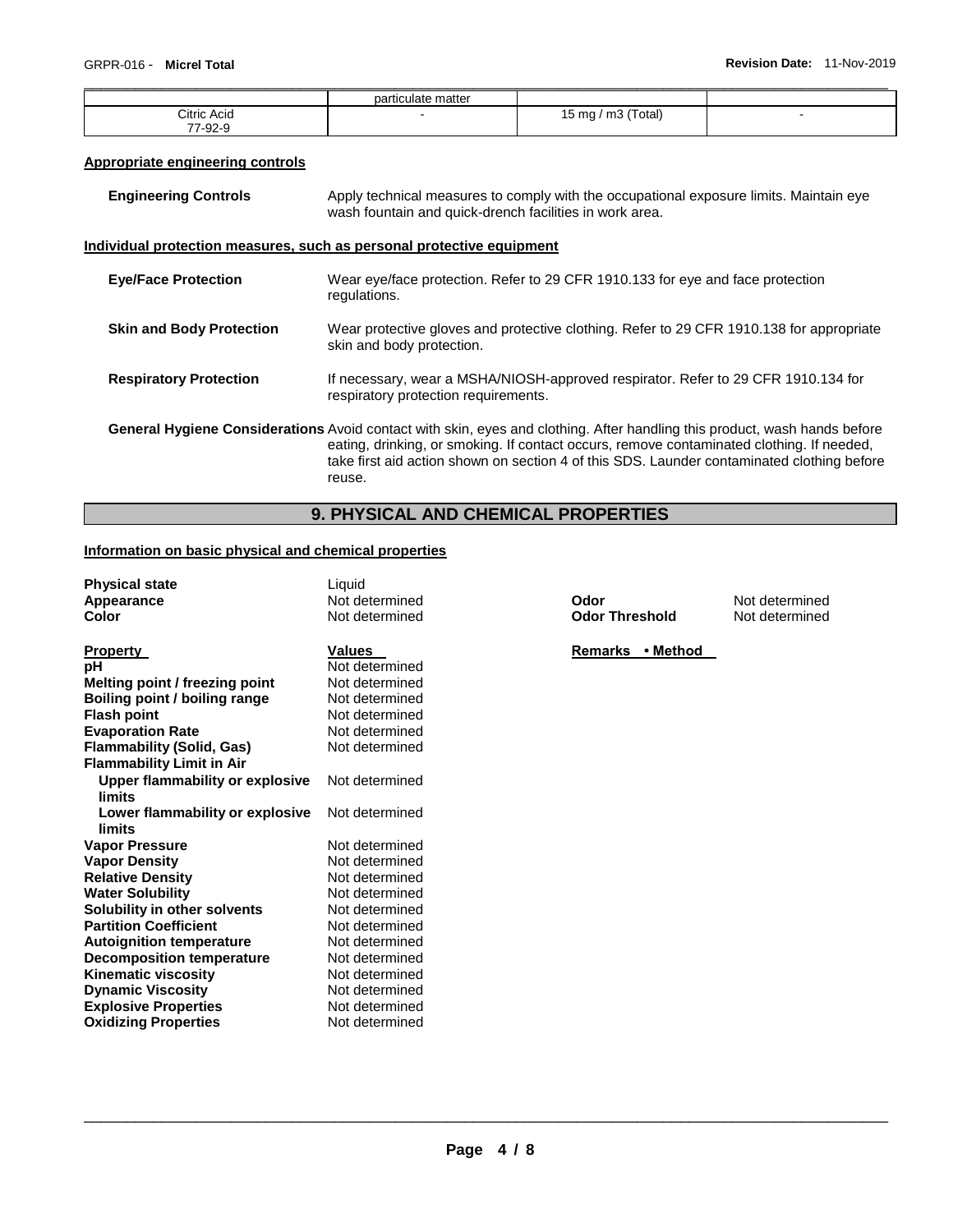| | particulate matter | | |
|---|---|---|---|
| Citric Acid 77-92-9 | - | 15 mg / m3 (Total) | - |

**Appropriate engineering controls**

**Engineering Controls** Apply technical measures to comply with the occupational exposure limits. Maintain eye wash fountain and quick-drench facilities in work area.

**Individual protection measures, such as personal protective equipment**

**Eye/Face Protection** Wear eye/face protection. Refer to 29 CFR 1910.133 for eye and face protection regulations.

**Skin and Body Protection** Wear protective gloves and protective clothing. Refer to 29 CFR 1910.138 for appropriate skin and body protection.

**Respiratory Protection** If necessary, wear a MSHA/NIOSH-approved respirator. Refer to 29 CFR 1910.134 for respiratory protection requirements.

**General Hygiene Considerations** Avoid contact with skin, eyes and clothing. After handling this product, wash hands before eating, drinking, or smoking. If contact occurs, remove contaminated clothing. If needed, take first aid action shown on section 4 of this SDS. Launder contaminated clothing before reuse.

## 9. PHYSICAL AND CHEMICAL PROPERTIES

**Information on basic physical and chemical properties**

| | | | |
|---|---|---|---|
| **Physical state** | Liquid | | |
| **Appearance** | Not determined | **Odor** | Not determined |
| **Color** | Not determined | **Odor Threshold** | Not determined |

| **Property** | **Values** | **Remarks • Method** |
|---|---|---|
| **pH** | Not determined | |
| **Melting point / freezing point** | Not determined | |
| **Boiling point / boiling range** | Not determined | |
| **Flash point** | Not determined | |
| **Evaporation Rate** | Not determined | |
| **Flammability (Solid, Gas)** | Not determined | |
| **Flammability Limit in Air** | | |
| **Upper flammability or explosive limits** | Not determined | |
| **Lower flammability or explosive limits** | Not determined | |
| **Vapor Pressure** | Not determined | |
| **Vapor Density** | Not determined | |
| **Relative Density** | Not determined | |
| **Water Solubility** | Not determined | |
| **Solubility in other solvents** | Not determined | |
| **Partition Coefficient** | Not determined | |
| **Autoignition temperature** | Not determined | |
| **Decomposition temperature** | Not determined | |
| **Kinematic viscosity** | Not determined | |
| **Dynamic Viscosity** | Not determined | |
| **Explosive Properties** | Not determined | |
| **Oxidizing Properties** | Not determined | |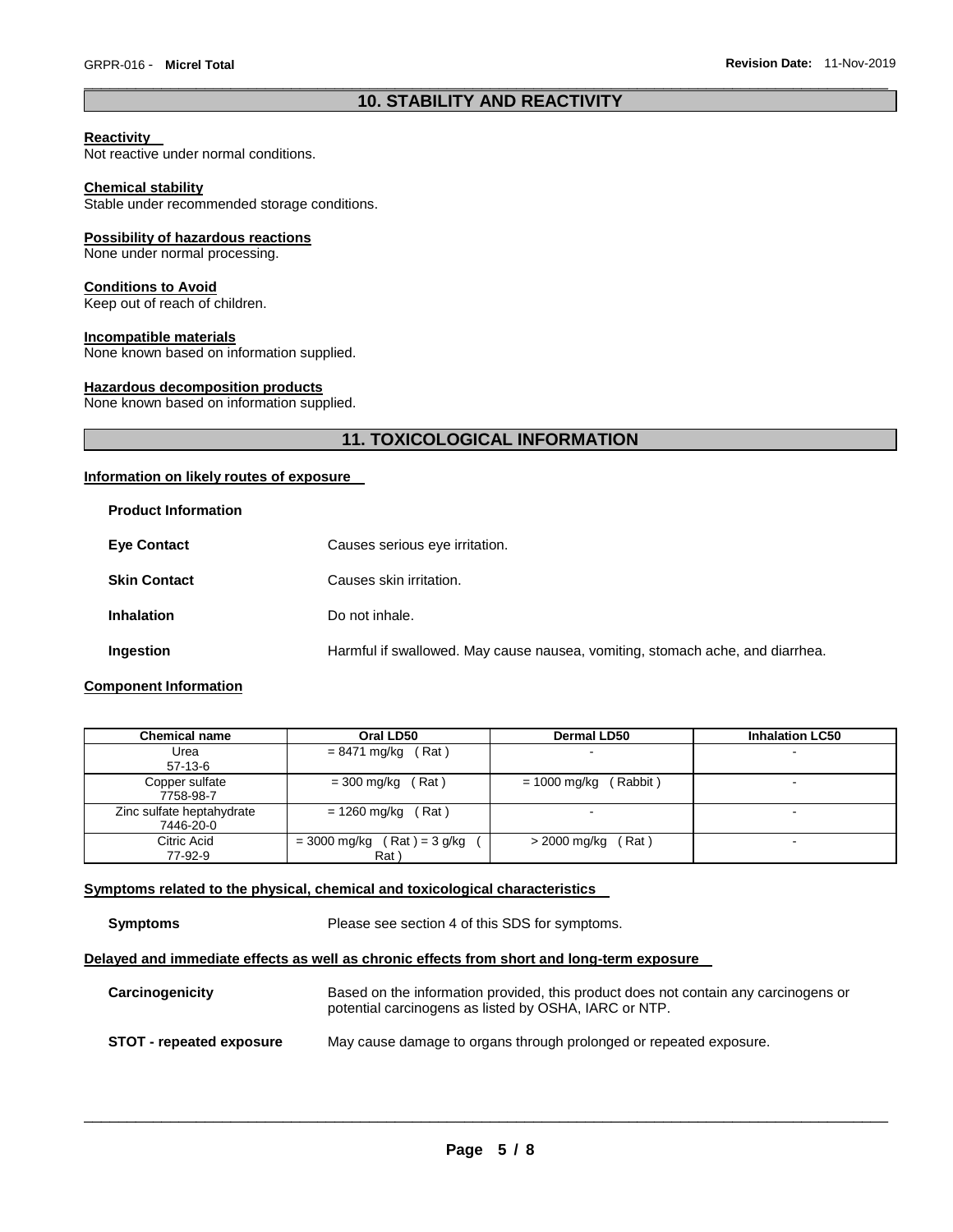## 10. STABILITY AND REACTIVITY

**Reactivity**
Not reactive under normal conditions.

**Chemical stability**
Stable under recommended storage conditions.

**Possibility of hazardous reactions**
None under normal processing.

**Conditions to Avoid**
Keep out of reach of children.

**Incompatible materials**
None known based on information supplied.

**Hazardous decomposition products**
None known based on information supplied.

## 11. TOXICOLOGICAL INFORMATION

**Information on likely routes of exposure**

**Product Information**

**Eye Contact** Causes serious eye irritation.

**Skin Contact** Causes skin irritation.

**Inhalation** Do not inhale.

**Ingestion** Harmful if swallowed. May cause nausea, vomiting, stomach ache, and diarrhea.

**Component Information**

| Chemical name | Oral LD50 | Dermal LD50 | Inhalation LC50 |
|---|---|---|---|
| Urea<br>57-13-6 | = 8471 mg/kg ( Rat ) | - | - |
| Copper sulfate<br>7758-98-7 | = 300 mg/kg ( Rat ) | = 1000 mg/kg ( Rabbit ) | - |
| Zinc sulfate heptahydrate<br>7446-20-0 | = 1260 mg/kg ( Rat ) | - | - |
| Citric Acid<br>77-92-9 | = 3000 mg/kg ( Rat ) = 3 g/kg ( Rat ) | > 2000 mg/kg ( Rat ) | - |

**Symptoms related to the physical, chemical and toxicological characteristics**

**Symptoms** Please see section 4 of this SDS for symptoms.

**Delayed and immediate effects as well as chronic effects from short and long-term exposure**

**Carcinogenicity** Based on the information provided, this product does not contain any carcinogens or potential carcinogens as listed by OSHA, IARC or NTP.

**STOT - repeated exposure** May cause damage to organs through prolonged or repeated exposure.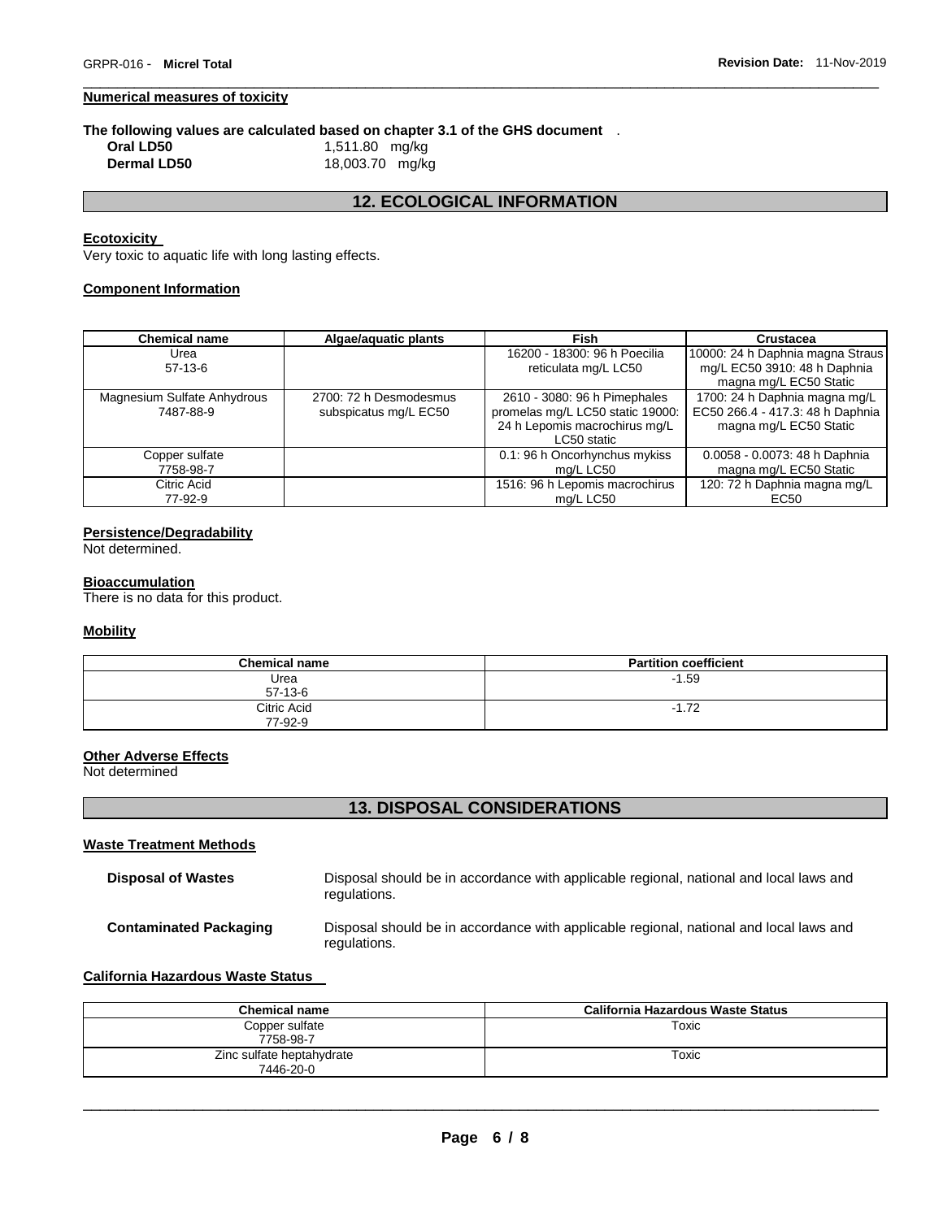#### Numerical measures of toxicity

**The following values are calculated based on chapter 3.1 of the GHS document** .

**Oral LD50** 1,511.80 mg/kg
**Dermal LD50** 18,003.70 mg/kg

## 12. ECOLOGICAL INFORMATION

#### Ecotoxicity

Very toxic to aquatic life with long lasting effects.

#### Component Information

| Chemical name | Algae/aquatic plants | Fish | Crustacea |
|---|---|---|---|
| Urea<br>57-13-6 | | 16200 - 18300: 96 h Poecilia reticulata mg/L LC50 | 10000: 24 h Daphnia magna Straus mg/L EC50 3910: 48 h Daphnia magna mg/L EC50 Static |
| Magnesium Sulfate Anhydrous<br>7487-88-9 | 2700: 72 h Desmodesmus subspicatus mg/L EC50 | 2610 - 3080: 96 h Pimephales promelas mg/L LC50 static 19000: 24 h Lepomis macrochirus mg/L LC50 static | 1700: 24 h Daphnia magna mg/L EC50 266.4 - 417.3: 48 h Daphnia magna mg/L EC50 Static |
| Copper sulfate<br>7758-98-7 | | 0.1: 96 h Oncorhynchus mykiss mg/L LC50 | 0.0058 - 0.0073: 48 h Daphnia magna mg/L EC50 Static |
| Citric Acid<br>77-92-9 | | 1516: 96 h Lepomis macrochirus mg/L LC50 | 120: 72 h Daphnia magna mg/L EC50 |

#### Persistence/Degradability

Not determined.

#### Bioaccumulation

There is no data for this product.

#### Mobility

| Chemical name | Partition coefficient |
|---|---|
| Urea<br>57-13-6 | -1.59 |
| Citric Acid<br>77-92-9 | -1.72 |

#### Other Adverse Effects

Not determined

## 13. DISPOSAL CONSIDERATIONS

#### Waste Treatment Methods

**Disposal of Wastes** Disposal should be in accordance with applicable regional, national and local laws and regulations.

**Contaminated Packaging** Disposal should be in accordance with applicable regional, national and local laws and regulations.

#### California Hazardous Waste Status

| Chemical name | California Hazardous Waste Status |
|---|---|
| Copper sulfate<br>7758-98-7 | Toxic |
| Zinc sulfate heptahydrate<br>7446-20-0 | Toxic |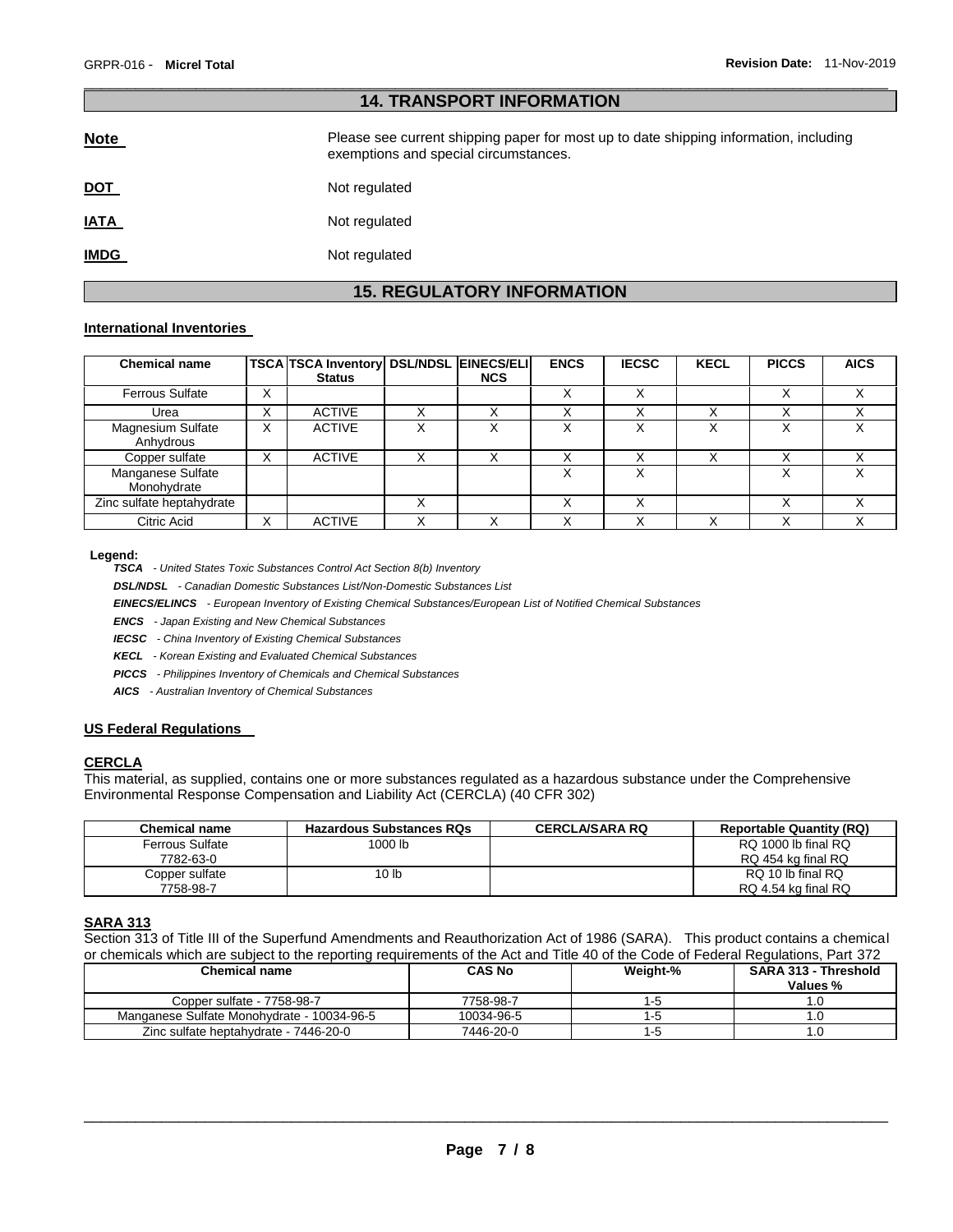## 14. TRANSPORT INFORMATION

**Note** Please see current shipping paper for most up to date shipping information, including exemptions and special circumstances.

**DOT** Not regulated

**IATA** Not regulated

**IMDG** Not regulated

## 15. REGULATORY INFORMATION

### International Inventories

| Chemical name | TSCA | TSCA Inventory Status | DSL/NDSL | EINECS/ELINCS | ENCS | IECSC | KECL | PICCS | AICS |
|---|---|---|---|---|---|---|---|---|---|
| Ferrous Sulfate | X | | | | X | X | | X | X |
| Urea | X | ACTIVE | X | X | X | X | X | X | X |
| Magnesium Sulfate Anhydrous | X | ACTIVE | X | X | X | X | X | X | X |
| Copper sulfate | X | ACTIVE | X | X | X | X | X | X | X |
| Manganese Sulfate Monohydrate | | | | | X | X | | X | X |
| Zinc sulfate heptahydrate | | | X | | X | X | | X | X |
| Citric Acid | X | ACTIVE | X | X | X | X | X | X | X |

**Legend:**

***TSCA*** *- United States Toxic Substances Control Act Section 8(b) Inventory*

***DSL/NDSL*** *- Canadian Domestic Substances List/Non-Domestic Substances List*

***EINECS/ELINCS*** *- European Inventory of Existing Chemical Substances/European List of Notified Chemical Substances*

***ENCS*** *- Japan Existing and New Chemical Substances*

***IECSC*** *- China Inventory of Existing Chemical Substances*

***KECL*** *- Korean Existing and Evaluated Chemical Substances*

***PICCS*** *- Philippines Inventory of Chemicals and Chemical Substances*

***AICS*** *- Australian Inventory of Chemical Substances*

### US Federal Regulations

#### CERCLA

This material, as supplied, contains one or more substances regulated as a hazardous substance under the Comprehensive Environmental Response Compensation and Liability Act (CERCLA) (40 CFR 302)

| Chemical name | Hazardous Substances RQs | CERCLA/SARA RQ | Reportable Quantity (RQ) |
|---|---|---|---|
| Ferrous Sulfate 7782-63-0 | 1000 lb | | RQ 1000 lb final RQ RQ 454 kg final RQ |
| Copper sulfate 7758-98-7 | 10 lb | | RQ 10 lb final RQ RQ 4.54 kg final RQ |

#### SARA 313

Section 313 of Title III of the Superfund Amendments and Reauthorization Act of 1986 (SARA). This product contains a chemical or chemicals which are subject to the reporting requirements of the Act and Title 40 of the Code of Federal Regulations, Part 372

| Chemical name | CAS No | Weight-% | SARA 313 - Threshold Values % |
|---|---|---|---|
| Copper sulfate - 7758-98-7 | 7758-98-7 | 1-5 | 1.0 |
| Manganese Sulfate Monohydrate - 10034-96-5 | 10034-96-5 | 1-5 | 1.0 |
| Zinc sulfate heptahydrate - 7446-20-0 | 7446-20-0 | 1-5 | 1.0 |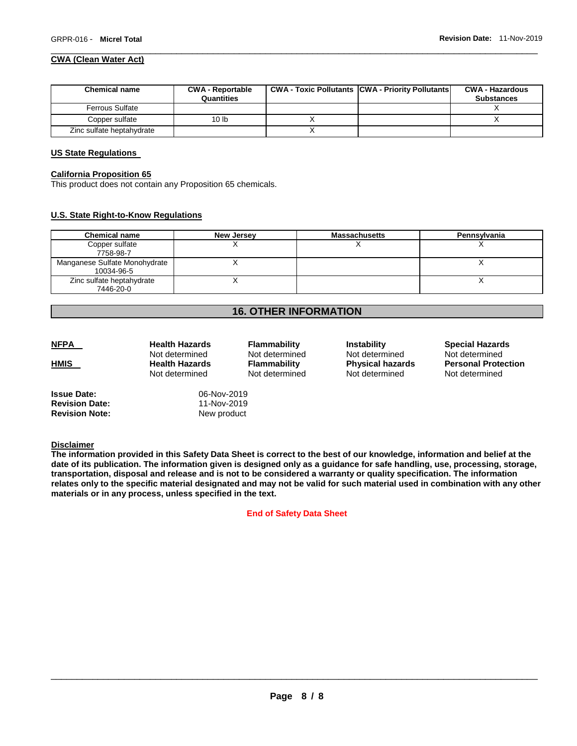**CWA (Clean Water Act)**

| Chemical name | CWA - Reportable Quantities | CWA - Toxic Pollutants | CWA - Priority Pollutants | CWA - Hazardous Substances |
|---|---|---|---|---|
| Ferrous Sulfate | | | | X |
| Copper sulfate | 10 lb | X | | X |
| Zinc sulfate heptahydrate | | X | | |

**US State Regulations**

**California Proposition 65**

This product does not contain any Proposition 65 chemicals.

**U.S. State Right-to-Know Regulations**

| Chemical name | New Jersey | Massachusetts | Pennsylvania |
|---|---|---|---|
| Copper sulfate 7758-98-7 | X | X | X |
| Manganese Sulfate Monohydrate 10034-96-5 | X | | X |
| Zinc sulfate heptahydrate 7446-20-0 | X | | X |

## 16. OTHER INFORMATION

| | | | | |
|---|---|---|---|---|
| **NFPA** | **Health Hazards** Not determined | **Flammability** Not determined | **Instability** Not determined | **Special Hazards** Not determined |
| **HMIS** | **Health Hazards** Not determined | **Flammability** Not determined | **Physical hazards** Not determined | **Personal Protection** Not determined |

**Issue Date:** 06-Nov-2019
**Revision Date:** 11-Nov-2019
**Revision Note:** New product

**Disclaimer**

**The information provided in this Safety Data Sheet is correct to the best of our knowledge, information and belief at the date of its publication. The information given is designed only as a guidance for safe handling, use, processing, storage, transportation, disposal and release and is not to be considered a warranty or quality specification. The information relates only to the specific material designated and may not be valid for such material used in combination with any other materials or in any process, unless specified in the text.**

**End of Safety Data Sheet**